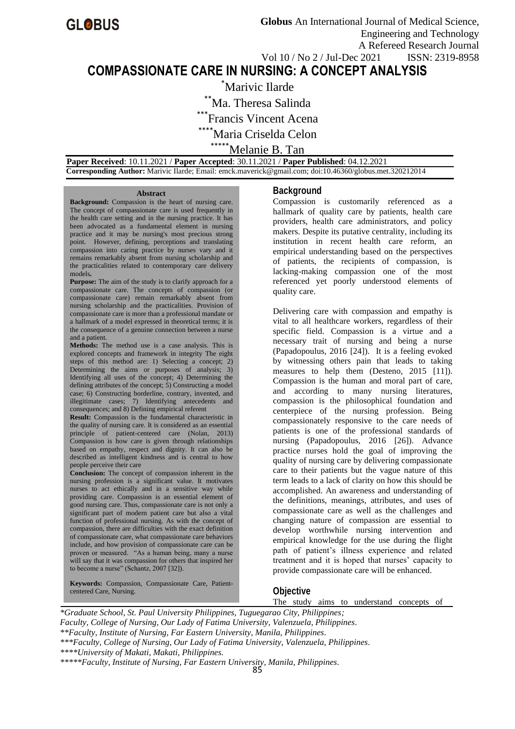# COMPASSIONATE CARE IN NURSING: A CONCEPT ANALYSIS

*Marivic Ilarde

**Ma. Theresa Salinda

***Francis Vincent Acena

****Maria Criselda Celon

*****Melanie B. Tan

**Paper Received**: 10.11.2021 / **Paper Accepted**: 30.11.2021 / **Paper Published**: 04.12.2021

**Corresponding Author:** Marivic Ilarde; Email: emck.maverick@gmail.com; doi:10.46360/globus.met.320212014

### Abstract

**Background:** Compassion is the heart of nursing care. The concept of compassionate care is used frequently in the health care setting and in the nursing practice. It has been advocated as a fundamental element in nursing practice and it may be nursing's most precious strong point. However, defining, perceptions and translating compassion into caring practice by nurses vary and it remains remarkably absent from nursing scholarship and the practicalities related to contemporary care delivery models**.**

**Purpose:** The aim of the study is to clarify approach for a compassionate care. The concepts of compassion (or compassionate care) remain remarkably absent from nursing scholarship and the practicalities. Provision of compassionate care is more than a professional mandate or a hallmark of a model expressed in theoretical terms; it is the consequence of a genuine connection between a nurse and a patient.

**Methods:** The method use is a case analysis. This is explored concepts and framework in integrity The eight steps of this method are: 1) Selecting a concept; 2) Determining the aims or purposes of analysis; 3) Identifying all uses of the concept; 4) Determining the defining attributes of the concept; 5) Constructing a model case; 6) Constructing borderline, contrary, invented, and illegitimate cases; 7) Identifying antecedents and consequences; and 8) Defining empirical referent

**Result:** Compassion is the fundamental characteristic in the quality of nursing care. It is considered as an essential principle of patient-centered care (Nolan, 2013) Compassion is how care is given through relationships based on empathy, respect and dignity. It can also be described as intelligent kindness and is central to how people perceive their care

**Conclusion:** The concept of compassion inherent in the nursing profession is a significant value. It motivates nurses to act ethically and in a sensitive way while providing care. Compassion is an essential element of good nursing care. Thus, compassionate care is not only a significant part of modern patient care but also a vital function of professional nursing. As with the concept of compassion, there are difficulties with the exact definition of compassionate care, what compassionate care behaviors include, and how provision of compassionate care can be proven or measured. "As a human being, many a nurse will say that it was compassion for others that inspired her to become a nurse" (Schantz, 2007 [32]).

**Keywords:** Compassion, Compassionate Care, Patient-centered Care, Nursing.

## Background

Compassion is customarily referenced as a hallmark of quality care by patients, health care providers, health care administrators, and policy makers. Despite its putative centrality, including its institution in recent health care reform, an empirical understanding based on the perspectives of patients, the recipients of compassion, is lacking-making compassion one of the most referenced yet poorly understood elements of quality care.

Delivering care with compassion and empathy is vital to all healthcare workers, regardless of their specific field. Compassion is a virtue and a necessary trait of nursing and being a nurse (Papadopoulus, 2016 [24]). It is a feeling evoked by witnessing others pain that leads to taking measures to help them (Desteno, 2015 [11]). Compassion is the human and moral part of care, and according to many nursing literatures, compassion is the philosophical foundation and centerpiece of the nursing profession. Being compassionately responsive to the care needs of patients is one of the professional standards of nursing (Papadopoulus, 2016 [26]). Advance practice nurses hold the goal of improving the quality of nursing care by delivering compassionate care to their patients but the vague nature of this term leads to a lack of clarity on how this should be accomplished. An awareness and understanding of the definitions, meanings, attributes, and uses of compassionate care as well as the challenges and changing nature of compassion are essential to develop worthwhile nursing intervention and empirical knowledge for the use during the flight path of patient's illness experience and related treatment and it is hoped that nurses' capacity to provide compassionate care will be enhanced.

## Objective

The study aims to understand concepts of

*Graduate School, St. Paul University Philippines, Tuguegarao City, Philippines;*
*Faculty, College of Nursing, Our Lady of Fatima University, Valenzuela, Philippines.*
*\*\*Faculty, Institute of Nursing, Far Eastern University, Manila, Philippines.*
*\*\*\*Faculty, College of Nursing, Our Lady of Fatima University, Valenzuela, Philippines.*
*\*\*\*\*University of Makati, Makati, Philippines.*
*\*\*\*\*\*Faculty, Institute of Nursing, Far Eastern University, Manila, Philippines.*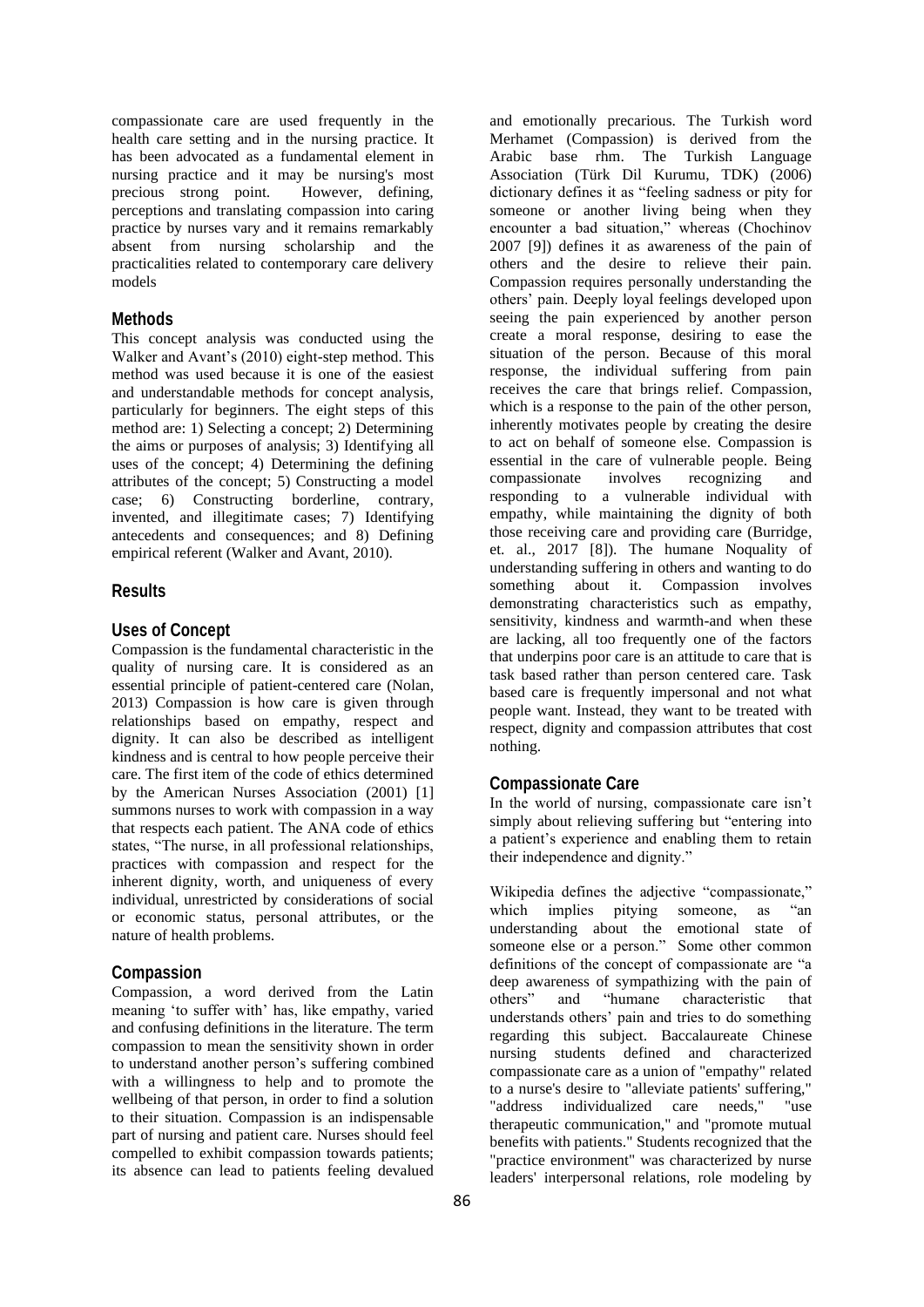compassionate care are used frequently in the health care setting and in the nursing practice. It has been advocated as a fundamental element in nursing practice and it may be nursing's most precious strong point. However, defining, perceptions and translating compassion into caring practice by nurses vary and it remains remarkably absent from nursing scholarship and the practicalities related to contemporary care delivery models

## Methods

This concept analysis was conducted using the Walker and Avant's (2010) eight-step method. This method was used because it is one of the easiest and understandable methods for concept analysis, particularly for beginners. The eight steps of this method are: 1) Selecting a concept; 2) Determining the aims or purposes of analysis; 3) Identifying all uses of the concept; 4) Determining the defining attributes of the concept; 5) Constructing a model case; 6) Constructing borderline, contrary, invented, and illegitimate cases; 7) Identifying antecedents and consequences; and 8) Defining empirical referent (Walker and Avant, 2010).

## Results

### Uses of Concept

Compassion is the fundamental characteristic in the quality of nursing care. It is considered as an essential principle of patient-centered care (Nolan, 2013) Compassion is how care is given through relationships based on empathy, respect and dignity. It can also be described as intelligent kindness and is central to how people perceive their care. The first item of the code of ethics determined by the American Nurses Association (2001) [1] summons nurses to work with compassion in a way that respects each patient. The ANA code of ethics states, "The nurse, in all professional relationships, practices with compassion and respect for the inherent dignity, worth, and uniqueness of every individual, unrestricted by considerations of social or economic status, personal attributes, or the nature of health problems.

### Compassion

Compassion, a word derived from the Latin meaning 'to suffer with' has, like empathy, varied and confusing definitions in the literature. The term compassion to mean the sensitivity shown in order to understand another person's suffering combined with a willingness to help and to promote the wellbeing of that person, in order to find a solution to their situation. Compassion is an indispensable part of nursing and patient care. Nurses should feel compelled to exhibit compassion towards patients; its absence can lead to patients feeling devalued and emotionally precarious. The Turkish word Merhamet (Compassion) is derived from the Arabic base rhm. The Turkish Language Association (Türk Dil Kurumu, TDK) (2006) dictionary defines it as "feeling sadness or pity for someone or another living being when they encounter a bad situation," whereas (Chochinov 2007 [9]) defines it as awareness of the pain of others and the desire to relieve their pain. Compassion requires personally understanding the others' pain. Deeply loyal feelings developed upon seeing the pain experienced by another person create a moral response, desiring to ease the situation of the person. Because of this moral response, the individual suffering from pain receives the care that brings relief. Compassion, which is a response to the pain of the other person, inherently motivates people by creating the desire to act on behalf of someone else. Compassion is essential in the care of vulnerable people. Being compassionate involves recognizing and responding to a vulnerable individual with empathy, while maintaining the dignity of both those receiving care and providing care (Burridge, et. al., 2017 [8]). The humane Noquality of understanding suffering in others and wanting to do something about it. Compassion involves demonstrating characteristics such as empathy, sensitivity, kindness and warmth-and when these are lacking, all too frequently one of the factors that underpins poor care is an attitude to care that is task based rather than person centered care. Task based care is frequently impersonal and not what people want. Instead, they want to be treated with respect, dignity and compassion attributes that cost nothing.

### Compassionate Care

In the world of nursing, compassionate care isn't simply about relieving suffering but "entering into a patient's experience and enabling them to retain their independence and dignity."

Wikipedia defines the adjective "compassionate," which implies pitying someone, as "an understanding about the emotional state of someone else or a person." Some other common definitions of the concept of compassionate are "a deep awareness of sympathizing with the pain of others" and "humane characteristic that understands others' pain and tries to do something regarding this subject. Baccalaureate Chinese nursing students defined and characterized compassionate care as a union of "empathy" related to a nurse's desire to "alleviate patients' suffering," "address individualized care needs," "use therapeutic communication," and "promote mutual benefits with patients." Students recognized that the "practice environment" was characterized by nurse leaders' interpersonal relations, role modeling by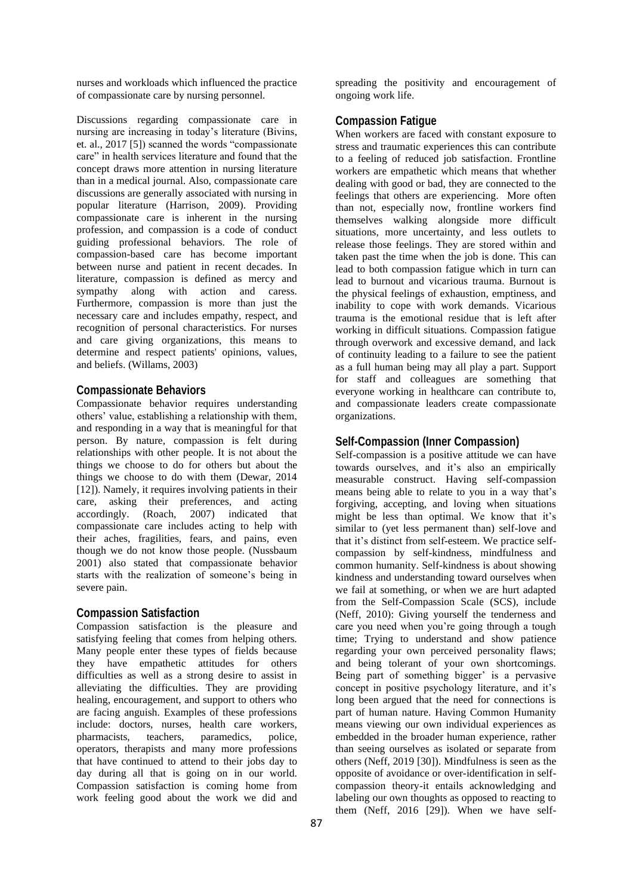nurses and workloads which influenced the practice of compassionate care by nursing personnel.

Discussions regarding compassionate care in nursing are increasing in today's literature (Bivins, et. al., 2017 [5]) scanned the words "compassionate care" in health services literature and found that the concept draws more attention in nursing literature than in a medical journal. Also, compassionate care discussions are generally associated with nursing in popular literature (Harrison, 2009). Providing compassionate care is inherent in the nursing profession, and compassion is a code of conduct guiding professional behaviors. The role of compassion-based care has become important between nurse and patient in recent decades. In literature, compassion is defined as mercy and sympathy along with action and caress. Furthermore, compassion is more than just the necessary care and includes empathy, respect, and recognition of personal characteristics. For nurses and care giving organizations, this means to determine and respect patients' opinions, values, and beliefs. (Willams, 2003)

## Compassionate Behaviors

Compassionate behavior requires understanding others' value, establishing a relationship with them, and responding in a way that is meaningful for that person. By nature, compassion is felt during relationships with other people. It is not about the things we choose to do for others but about the things we choose to do with them (Dewar, 2014 [12]). Namely, it requires involving patients in their care, asking their preferences, and acting accordingly. (Roach, 2007) indicated that compassionate care includes acting to help with their aches, fragilities, fears, and pains, even though we do not know those people. (Nussbaum 2001) also stated that compassionate behavior starts with the realization of someone's being in severe pain.

## Compassion Satisfaction

Compassion satisfaction is the pleasure and satisfying feeling that comes from helping others. Many people enter these types of fields because they have empathetic attitudes for others difficulties as well as a strong desire to assist in alleviating the difficulties. They are providing healing, encouragement, and support to others who are facing anguish. Examples of these professions include: doctors, nurses, health care workers, pharmacists, teachers, paramedics, police, operators, therapists and many more professions that have continued to attend to their jobs day to day during all that is going on in our world. Compassion satisfaction is coming home from work feeling good about the work we did and spreading the positivity and encouragement of ongoing work life.

## Compassion Fatigue

When workers are faced with constant exposure to stress and traumatic experiences this can contribute to a feeling of reduced job satisfaction. Frontline workers are empathetic which means that whether dealing with good or bad, they are connected to the feelings that others are experiencing. More often than not, especially now, frontline workers find themselves walking alongside more difficult situations, more uncertainty, and less outlets to release those feelings. They are stored within and taken past the time when the job is done. This can lead to both compassion fatigue which in turn can lead to burnout and vicarious trauma. Burnout is the physical feelings of exhaustion, emptiness, and inability to cope with work demands. Vicarious trauma is the emotional residue that is left after working in difficult situations. Compassion fatigue through overwork and excessive demand, and lack of continuity leading to a failure to see the patient as a full human being may all play a part. Support for staff and colleagues are something that everyone working in healthcare can contribute to, and compassionate leaders create compassionate organizations.

## Self-Compassion (Inner Compassion)

Self-compassion is a positive attitude we can have towards ourselves, and it's also an empirically measurable construct. Having self-compassion means being able to relate to you in a way that's forgiving, accepting, and loving when situations might be less than optimal. We know that it's similar to (yet less permanent than) self-love and that it's distinct from self-esteem. We practice self-compassion by self-kindness, mindfulness and common humanity. Self-kindness is about showing kindness and understanding toward ourselves when we fail at something, or when we are hurt adapted from the Self-Compassion Scale (SCS), include (Neff, 2010): Giving yourself the tenderness and care you need when you're going through a tough time; Trying to understand and show patience regarding your own perceived personality flaws; and being tolerant of your own shortcomings. Being part of something bigger' is a pervasive concept in positive psychology literature, and it's long been argued that the need for connections is part of human nature. Having Common Humanity means viewing our own individual experiences as embedded in the broader human experience, rather than seeing ourselves as isolated or separate from others (Neff, 2019 [30]). Mindfulness is seen as the opposite of avoidance or over-identification in self-compassion theory-it entails acknowledging and labeling our own thoughts as opposed to reacting to them (Neff, 2016 [29]). When we have self-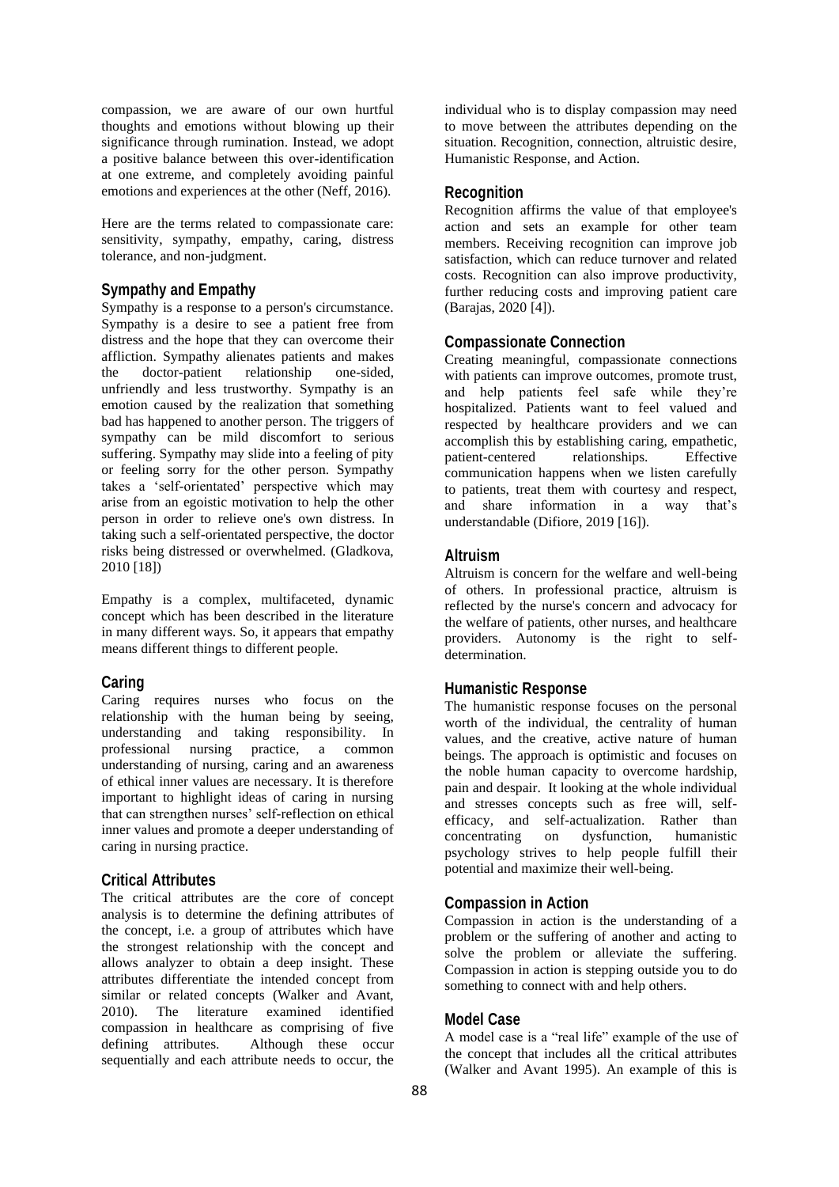compassion, we are aware of our own hurtful thoughts and emotions without blowing up their significance through rumination. Instead, we adopt a positive balance between this over-identification at one extreme, and completely avoiding painful emotions and experiences at the other (Neff, 2016).

Here are the terms related to compassionate care: sensitivity, sympathy, empathy, caring, distress tolerance, and non-judgment.

## Sympathy and Empathy

Sympathy is a response to a person's circumstance. Sympathy is a desire to see a patient free from distress and the hope that they can overcome their affliction. Sympathy alienates patients and makes the doctor-patient relationship one-sided, unfriendly and less trustworthy. Sympathy is an emotion caused by the realization that something bad has happened to another person. The triggers of sympathy can be mild discomfort to serious suffering. Sympathy may slide into a feeling of pity or feeling sorry for the other person. Sympathy takes a 'self-orientated' perspective which may arise from an egoistic motivation to help the other person in order to relieve one's own distress. In taking such a self-orientated perspective, the doctor risks being distressed or overwhelmed. (Gladkova, 2010 [18])

Empathy is a complex, multifaceted, dynamic concept which has been described in the literature in many different ways. So, it appears that empathy means different things to different people.

## Caring

Caring requires nurses who focus on the relationship with the human being by seeing, understanding and taking responsibility. In professional nursing practice, a common understanding of nursing, caring and an awareness of ethical inner values are necessary. It is therefore important to highlight ideas of caring in nursing that can strengthen nurses' self-reflection on ethical inner values and promote a deeper understanding of caring in nursing practice.

## Critical Attributes

The critical attributes are the core of concept analysis is to determine the defining attributes of the concept, i.e. a group of attributes which have the strongest relationship with the concept and allows analyzer to obtain a deep insight. These attributes differentiate the intended concept from similar or related concepts (Walker and Avant, 2010). The literature examined identified compassion in healthcare as comprising of five defining attributes. Although these occur sequentially and each attribute needs to occur, the individual who is to display compassion may need to move between the attributes depending on the situation. Recognition, connection, altruistic desire, Humanistic Response, and Action.

## Recognition

Recognition affirms the value of that employee's action and sets an example for other team members. Receiving recognition can improve job satisfaction, which can reduce turnover and related costs. Recognition can also improve productivity, further reducing costs and improving patient care (Barajas, 2020 [4]).

## Compassionate Connection

Creating meaningful, compassionate connections with patients can improve outcomes, promote trust, and help patients feel safe while they're hospitalized. Patients want to feel valued and respected by healthcare providers and we can accomplish this by establishing caring, empathetic, patient-centered relationships. Effective communication happens when we listen carefully to patients, treat them with courtesy and respect, and share information in a way that's understandable (Difiore, 2019 [16]).

## Altruism

Altruism is concern for the welfare and well-being of others. In professional practice, altruism is reflected by the nurse's concern and advocacy for the welfare of patients, other nurses, and healthcare providers. Autonomy is the right to self-determination.

## Humanistic Response

The humanistic response focuses on the personal worth of the individual, the centrality of human values, and the creative, active nature of human beings. The approach is optimistic and focuses on the noble human capacity to overcome hardship, pain and despair. It looking at the whole individual and stresses concepts such as free will, self-efficacy, and self-actualization. Rather than concentrating on dysfunction, humanistic psychology strives to help people fulfill their potential and maximize their well-being.

## Compassion in Action

Compassion in action is the understanding of a problem or the suffering of another and acting to solve the problem or alleviate the suffering. Compassion in action is stepping outside you to do something to connect with and help others.

## Model Case

A model case is a "real life" example of the use of the concept that includes all the critical attributes (Walker and Avant 1995). An example of this is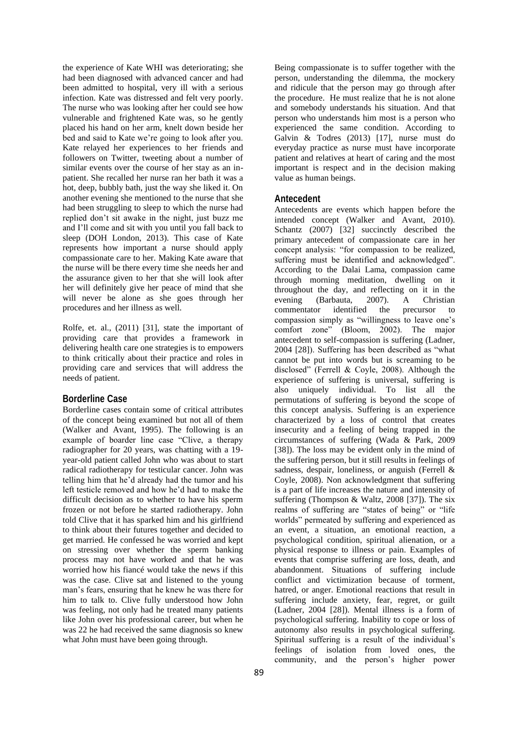the experience of Kate WHI was deteriorating; she had been diagnosed with advanced cancer and had been admitted to hospital, very ill with a serious infection. Kate was distressed and felt very poorly. The nurse who was looking after her could see how vulnerable and frightened Kate was, so he gently placed his hand on her arm, knelt down beside her bed and said to Kate we're going to look after you. Kate relayed her experiences to her friends and followers on Twitter, tweeting about a number of similar events over the course of her stay as an in-patient. She recalled her nurse ran her bath it was a hot, deep, bubbly bath, just the way she liked it. On another evening she mentioned to the nurse that she had been struggling to sleep to which the nurse had replied don't sit awake in the night, just buzz me and I'll come and sit with you until you fall back to sleep (DOH London, 2013). This case of Kate represents how important a nurse should apply compassionate care to her. Making Kate aware that the nurse will be there every time she needs her and the assurance given to her that she will look after her will definitely give her peace of mind that she will never be alone as she goes through her procedures and her illness as well.

Rolfe, et. al., (2011) [31], state the important of providing care that provides a framework in delivering health care one strategies is to empowers to think critically about their practice and roles in providing care and services that will address the needs of patient.

## Borderline Case

Borderline cases contain some of critical attributes of the concept being examined but not all of them (Walker and Avant, 1995). The following is an example of boarder line case "Clive, a therapy radiographer for 20 years, was chatting with a 19-year-old patient called John who was about to start radical radiotherapy for testicular cancer. John was telling him that he'd already had the tumor and his left testicle removed and how he'd had to make the difficult decision as to whether to have his sperm frozen or not before he started radiotherapy. John told Clive that it has sparked him and his girlfriend to think about their futures together and decided to get married. He confessed he was worried and kept on stressing over whether the sperm banking process may not have worked and that he was worried how his fiancé would take the news if this was the case. Clive sat and listened to the young man's fears, ensuring that he knew he was there for him to talk to. Clive fully understood how John was feeling, not only had he treated many patients like John over his professional career, but when he was 22 he had received the same diagnosis so knew what John must have been going through.

Being compassionate is to suffer together with the person, understanding the dilemma, the mockery and ridicule that the person may go through after the procedure. He must realize that he is not alone and somebody understands his situation. And that person who understands him most is a person who experienced the same condition. According to Galvin & Todres (2013) [17], nurse must do everyday practice as nurse must have incorporate patient and relatives at heart of caring and the most important is respect and in the decision making value as human beings.

## Antecedent

Antecedents are events which happen before the intended concept (Walker and Avant, 2010). Schantz (2007) [32] succinctly described the primary antecedent of compassionate care in her concept analysis: "for compassion to be realized, suffering must be identified and acknowledged". According to the Dalai Lama, compassion came through morning meditation, dwelling on it throughout the day, and reflecting on it in the evening (Barbauta, 2007). A Christian commentator identified the precursor to compassion simply as "willingness to leave one's comfort zone" (Bloom, 2002). The major antecedent to self-compassion is suffering (Ladner, 2004 [28]). Suffering has been described as "what cannot be put into words but is screaming to be disclosed" (Ferrell & Coyle, 2008). Although the experience of suffering is universal, suffering is also uniquely individual. To list all the permutations of suffering is beyond the scope of this concept analysis. Suffering is an experience characterized by a loss of control that creates insecurity and a feeling of being trapped in the circumstances of suffering (Wada & Park, 2009 [38]). The loss may be evident only in the mind of the suffering person, but it still results in feelings of sadness, despair, loneliness, or anguish (Ferrell & Coyle, 2008). Non acknowledgment that suffering is a part of life increases the nature and intensity of suffering (Thompson & Waltz, 2008 [37]). The six realms of suffering are "states of being" or "life worlds" permeated by suffering and experienced as an event, a situation, an emotional reaction, a psychological condition, spiritual alienation, or a physical response to illness or pain. Examples of events that comprise suffering are loss, death, and abandonment. Situations of suffering include conflict and victimization because of torment, hatred, or anger. Emotional reactions that result in suffering include anxiety, fear, regret, or guilt (Ladner, 2004 [28]). Mental illness is a form of psychological suffering. Inability to cope or loss of autonomy also results in psychological suffering. Spiritual suffering is a result of the individual's feelings of isolation from loved ones, the community, and the person's higher power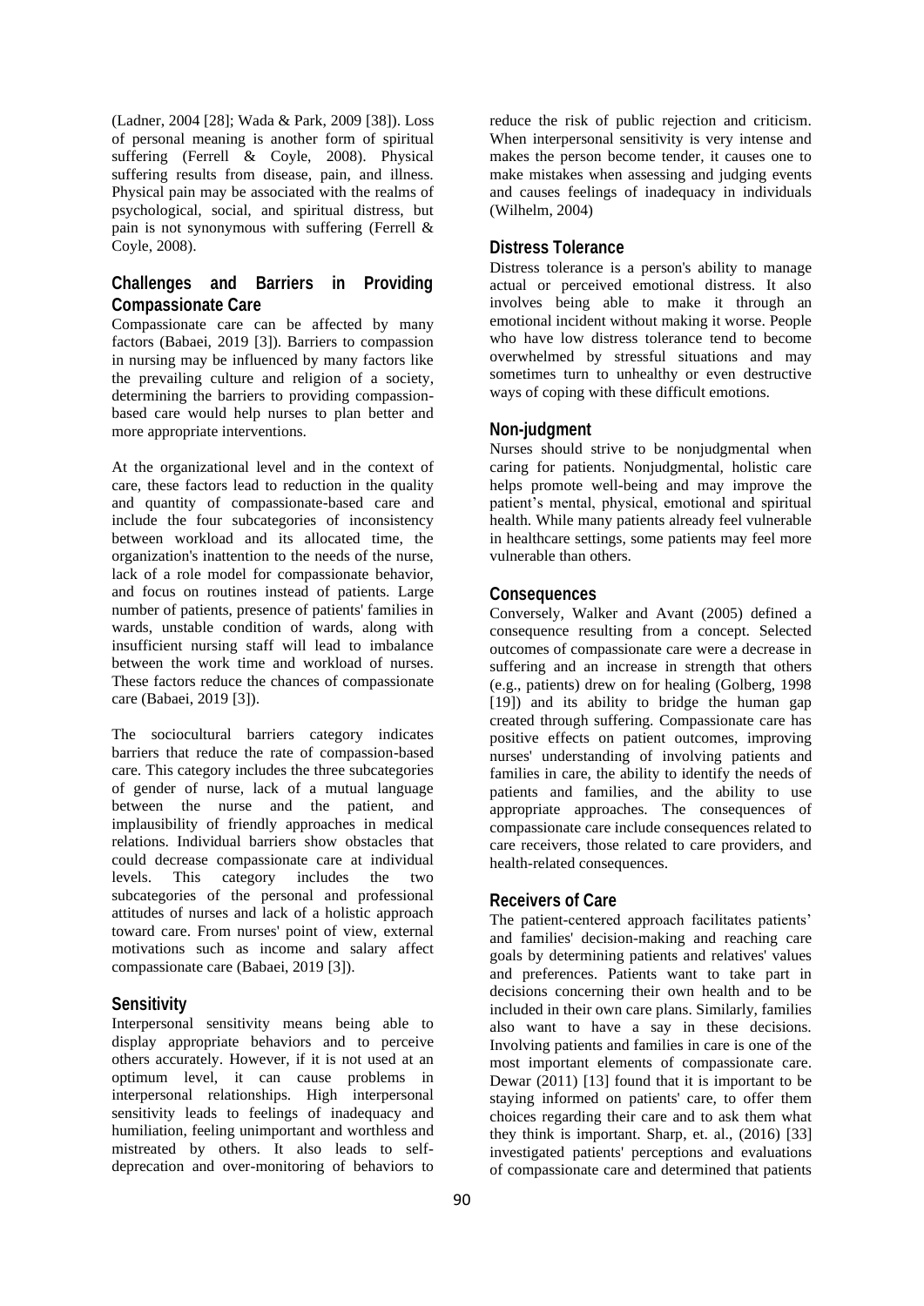(Ladner, 2004 [28]; Wada & Park, 2009 [38]). Loss of personal meaning is another form of spiritual suffering (Ferrell & Coyle, 2008). Physical suffering results from disease, pain, and illness. Physical pain may be associated with the realms of psychological, social, and spiritual distress, but pain is not synonymous with suffering (Ferrell & Coyle, 2008).

## Challenges and Barriers in Providing Compassionate Care

Compassionate care can be affected by many factors (Babaei, 2019 [3]). Barriers to compassion in nursing may be influenced by many factors like the prevailing culture and religion of a society, determining the barriers to providing compassion-based care would help nurses to plan better and more appropriate interventions.

At the organizational level and in the context of care, these factors lead to reduction in the quality and quantity of compassionate-based care and include the four subcategories of inconsistency between workload and its allocated time, the organization's inattention to the needs of the nurse, lack of a role model for compassionate behavior, and focus on routines instead of patients. Large number of patients, presence of patients' families in wards, unstable condition of wards, along with insufficient nursing staff will lead to imbalance between the work time and workload of nurses. These factors reduce the chances of compassionate care (Babaei, 2019 [3]).

The sociocultural barriers category indicates barriers that reduce the rate of compassion-based care. This category includes the three subcategories of gender of nurse, lack of a mutual language between the nurse and the patient, and implausibility of friendly approaches in medical relations. Individual barriers show obstacles that could decrease compassionate care at individual levels. This category includes the two subcategories of the personal and professional attitudes of nurses and lack of a holistic approach toward care. From nurses' point of view, external motivations such as income and salary affect compassionate care (Babaei, 2019 [3]).

## Sensitivity

Interpersonal sensitivity means being able to display appropriate behaviors and to perceive others accurately. However, if it is not used at an optimum level, it can cause problems in interpersonal relationships. High interpersonal sensitivity leads to feelings of inadequacy and humiliation, feeling unimportant and worthless and mistreated by others. It also leads to self-deprecation and over-monitoring of behaviors to reduce the risk of public rejection and criticism. When interpersonal sensitivity is very intense and makes the person become tender, it causes one to make mistakes when assessing and judging events and causes feelings of inadequacy in individuals (Wilhelm, 2004)

## Distress Tolerance

Distress tolerance is a person's ability to manage actual or perceived emotional distress. It also involves being able to make it through an emotional incident without making it worse. People who have low distress tolerance tend to become overwhelmed by stressful situations and may sometimes turn to unhealthy or even destructive ways of coping with these difficult emotions.

## Non-judgment

Nurses should strive to be nonjudgmental when caring for patients. Nonjudgmental, holistic care helps promote well-being and may improve the patient's mental, physical, emotional and spiritual health. While many patients already feel vulnerable in healthcare settings, some patients may feel more vulnerable than others.

## Consequences

Conversely, Walker and Avant (2005) defined a consequence resulting from a concept. Selected outcomes of compassionate care were a decrease in suffering and an increase in strength that others (e.g., patients) drew on for healing (Golberg, 1998 [19]) and its ability to bridge the human gap created through suffering. Compassionate care has positive effects on patient outcomes, improving nurses' understanding of involving patients and families in care, the ability to identify the needs of patients and families, and the ability to use appropriate approaches. The consequences of compassionate care include consequences related to care receivers, those related to care providers, and health-related consequences.

## Receivers of Care

The patient-centered approach facilitates patients' and families' decision-making and reaching care goals by determining patients and relatives' values and preferences. Patients want to take part in decisions concerning their own health and to be included in their own care plans. Similarly, families also want to have a say in these decisions. Involving patients and families in care is one of the most important elements of compassionate care. Dewar (2011) [13] found that it is important to be staying informed on patients' care, to offer them choices regarding their care and to ask them what they think is important. Sharp, et. al., (2016) [33] investigated patients' perceptions and evaluations of compassionate care and determined that patients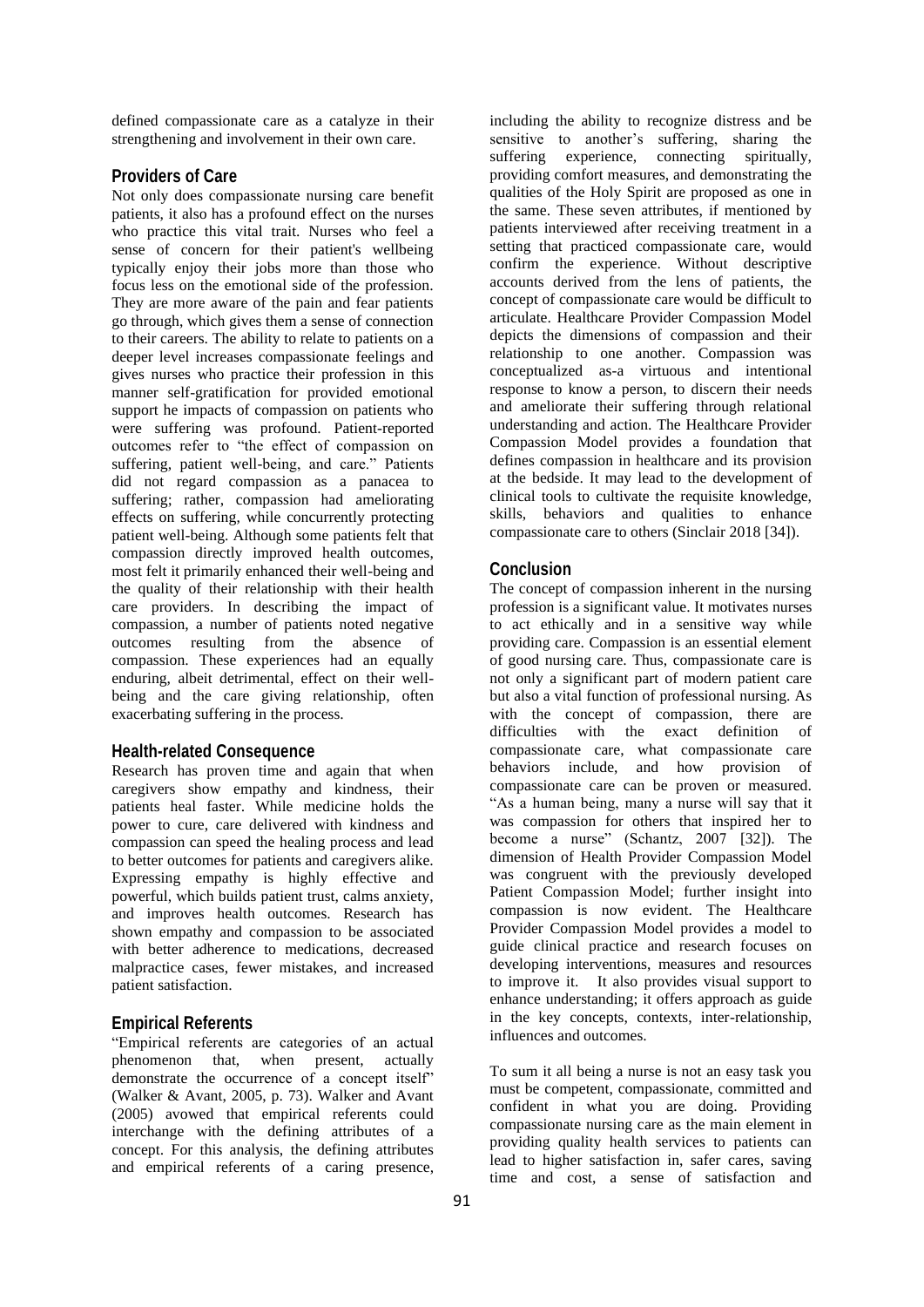defined compassionate care as a catalyze in their strengthening and involvement in their own care.

## Providers of Care

Not only does compassionate nursing care benefit patients, it also has a profound effect on the nurses who practice this vital trait. Nurses who feel a sense of concern for their patient's wellbeing typically enjoy their jobs more than those who focus less on the emotional side of the profession. They are more aware of the pain and fear patients go through, which gives them a sense of connection to their careers. The ability to relate to patients on a deeper level increases compassionate feelings and gives nurses who practice their profession in this manner self-gratification for provided emotional support he impacts of compassion on patients who were suffering was profound. Patient-reported outcomes refer to "the effect of compassion on suffering, patient well-being, and care." Patients did not regard compassion as a panacea to suffering; rather, compassion had ameliorating effects on suffering, while concurrently protecting patient well-being. Although some patients felt that compassion directly improved health outcomes, most felt it primarily enhanced their well-being and the quality of their relationship with their health care providers. In describing the impact of compassion, a number of patients noted negative outcomes resulting from the absence of compassion. These experiences had an equally enduring, albeit detrimental, effect on their well-being and the care giving relationship, often exacerbating suffering in the process.

## Health-related Consequence

Research has proven time and again that when caregivers show empathy and kindness, their patients heal faster. While medicine holds the power to cure, care delivered with kindness and compassion can speed the healing process and lead to better outcomes for patients and caregivers alike. Expressing empathy is highly effective and powerful, which builds patient trust, calms anxiety, and improves health outcomes. Research has shown empathy and compassion to be associated with better adherence to medications, decreased malpractice cases, fewer mistakes, and increased patient satisfaction.

## Empirical Referents

"Empirical referents are categories of an actual phenomenon that, when present, actually demonstrate the occurrence of a concept itself" (Walker & Avant, 2005, p. 73). Walker and Avant (2005) avowed that empirical referents could interchange with the defining attributes of a concept. For this analysis, the defining attributes and empirical referents of a caring presence, including the ability to recognize distress and be sensitive to another's suffering, sharing the suffering experience, connecting spiritually, providing comfort measures, and demonstrating the qualities of the Holy Spirit are proposed as one in the same. These seven attributes, if mentioned by patients interviewed after receiving treatment in a setting that practiced compassionate care, would confirm the experience. Without descriptive accounts derived from the lens of patients, the concept of compassionate care would be difficult to articulate. Healthcare Provider Compassion Model depicts the dimensions of compassion and their relationship to one another. Compassion was conceptualized as-a virtuous and intentional response to know a person, to discern their needs and ameliorate their suffering through relational understanding and action. The Healthcare Provider Compassion Model provides a foundation that defines compassion in healthcare and its provision at the bedside. It may lead to the development of clinical tools to cultivate the requisite knowledge, skills, behaviors and qualities to enhance compassionate care to others (Sinclair 2018 [34]).

## Conclusion

The concept of compassion inherent in the nursing profession is a significant value. It motivates nurses to act ethically and in a sensitive way while providing care. Compassion is an essential element of good nursing care. Thus, compassionate care is not only a significant part of modern patient care but also a vital function of professional nursing. As with the concept of compassion, there are difficulties with the exact definition of compassionate care, what compassionate care behaviors include, and how provision of compassionate care can be proven or measured. "As a human being, many a nurse will say that it was compassion for others that inspired her to become a nurse" (Schantz, 2007 [32]). The dimension of Health Provider Compassion Model was congruent with the previously developed Patient Compassion Model; further insight into compassion is now evident. The Healthcare Provider Compassion Model provides a model to guide clinical practice and research focuses on developing interventions, measures and resources to improve it. It also provides visual support to enhance understanding; it offers approach as guide in the key concepts, contexts, inter-relationship, influences and outcomes.

To sum it all being a nurse is not an easy task you must be competent, compassionate, committed and confident in what you are doing. Providing compassionate nursing care as the main element in providing quality health services to patients can lead to higher satisfaction in, safer cares, saving time and cost, a sense of satisfaction and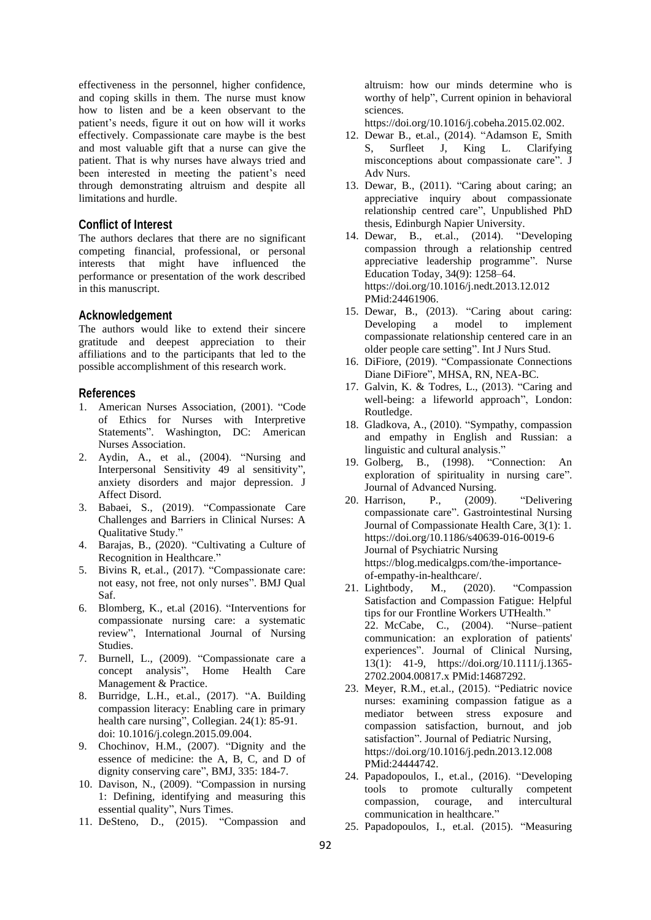effectiveness in the personnel, higher confidence, and coping skills in them. The nurse must know how to listen and be a keen observant to the patient's needs, figure it out on how will it works effectively. Compassionate care maybe is the best and most valuable gift that a nurse can give the patient. That is why nurses have always tried and been interested in meeting the patient's need through demonstrating altruism and despite all limitations and hurdle.

## Conflict of Interest

The authors declares that there are no significant competing financial, professional, or personal interests that might have influenced the performance or presentation of the work described in this manuscript.

## Acknowledgement

The authors would like to extend their sincere gratitude and deepest appreciation to their affiliations and to the participants that led to the possible accomplishment of this research work.

## References

1. American Nurses Association, (2001). "Code of Ethics for Nurses with Interpretive Statements". Washington, DC: American Nurses Association.
2. Aydin, A., et al., (2004). "Nursing and Interpersonal Sensitivity 49 al sensitivity", anxiety disorders and major depression. J Affect Disord.
3. Babaei, S., (2019). "Compassionate Care Challenges and Barriers in Clinical Nurses: A Qualitative Study."
4. Barajas, B., (2020). "Cultivating a Culture of Recognition in Healthcare."
5. Bivins R, et.al., (2017). "Compassionate care: not easy, not free, not only nurses". BMJ Qual Saf.
6. Blomberg, K., et.al (2016). "Interventions for compassionate nursing care: a systematic review", International Journal of Nursing Studies.
7. Burnell, L., (2009). "Compassionate care a concept analysis", Home Health Care Management & Practice.
8. Burridge, L.H., et.al., (2017). "A. Building compassion literacy: Enabling care in primary health care nursing", Collegian. 24(1): 85-91. doi: 10.1016/j.colegn.2015.09.004.
9. Chochinov, H.M., (2007). "Dignity and the essence of medicine: the A, B, C, and D of dignity conserving care", BMJ, 335: 184-7.
10. Davison, N., (2009). "Compassion in nursing 1: Defining, identifying and measuring this essential quality", Nurs Times.
11. DeSteno, D., (2015). "Compassion and altruism: how our minds determine who is worthy of help", Current opinion in behavioral sciences. https://doi.org/10.1016/j.cobeha.2015.02.002.
12. Dewar B., et.al., (2014). "Adamson E, Smith S, Surfleet J, King L. Clarifying misconceptions about compassionate care". J Adv Nurs.
13. Dewar, B., (2011). "Caring about caring; an appreciative inquiry about compassionate relationship centred care", Unpublished PhD thesis, Edinburgh Napier University.
14. Dewar, B., et.al., (2014). "Developing compassion through a relationship centred appreciative leadership programme". Nurse Education Today, 34(9): 1258–64. https://doi.org/10.1016/j.nedt.2013.12.012 PMid:24461906.
15. Dewar, B., (2013). "Caring about caring: Developing a model to implement compassionate relationship centered care in an older people care setting". Int J Nurs Stud.
16. DiFiore, (2019). "Compassionate Connections Diane DiFiore", MHSA, RN, NEA-BC.
17. Galvin, K. & Todres, L., (2013). "Caring and well-being: a lifeworld approach", London: Routledge.
18. Gladkova, A., (2010). "Sympathy, compassion and empathy in English and Russian: a linguistic and cultural analysis."
19. Golberg, B., (1998). "Connection: An exploration of spirituality in nursing care". Journal of Advanced Nursing.
20. Harrison, P., (2009). "Delivering compassionate care". Gastrointestinal Nursing Journal of Compassionate Health Care, 3(1): 1. https://doi.org/10.1186/s40639-016-0019-6 Journal of Psychiatric Nursing https://blog.medicalgps.com/the-importance-of-empathy-in-healthcare/.
21. Lightbody, M., (2020). "Compassion Satisfaction and Compassion Fatigue: Helpful tips for our Frontline Workers UTHealth."
22. McCabe, C., (2004). "Nurse–patient communication: an exploration of patients' experiences". Journal of Clinical Nursing, 13(1): 41-9, https://doi.org/10.1111/j.1365-2702.2004.00817.x PMid:14687292.
23. Meyer, R.M., et.al., (2015). "Pediatric novice nurses: examining compassion fatigue as a mediator between stress exposure and compassion satisfaction, burnout, and job satisfaction". Journal of Pediatric Nursing, https://doi.org/10.1016/j.pedn.2013.12.008 PMid:24444742.
24. Papadopoulos, I., et.al., (2016). "Developing tools to promote culturally competent compassion, courage, and intercultural communication in healthcare."
25. Papadopoulos, I., et.al. (2015). "Measuring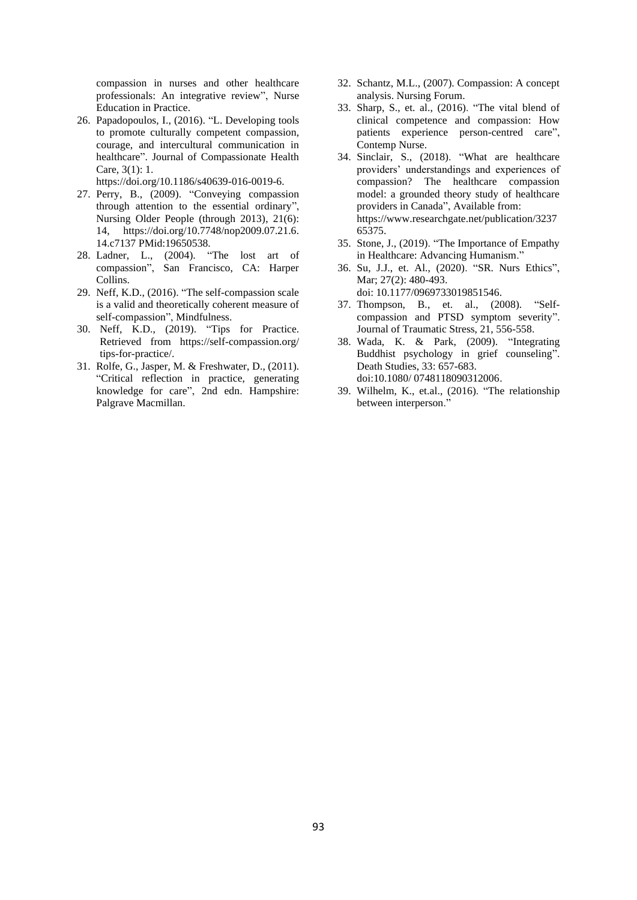compassion in nurses and other healthcare professionals: An integrative review", Nurse Education in Practice.

26. Papadopoulos, I., (2016). "L. Developing tools to promote culturally competent compassion, courage, and intercultural communication in healthcare". Journal of Compassionate Health Care, 3(1): 1. https://doi.org/10.1186/s40639-016-0019-6.
27. Perry, B., (2009). "Conveying compassion through attention to the essential ordinary", Nursing Older People (through 2013), 21(6): 14, https://doi.org/10.7748/nop2009.07.21.6.14.c7137 PMid:19650538.
28. Ladner, L., (2004). "The lost art of compassion", San Francisco, CA: Harper Collins.
29. Neff, K.D., (2016). "The self-compassion scale is a valid and theoretically coherent measure of self-compassion", Mindfulness.
30. Neff, K.D., (2019). "Tips for Practice. Retrieved from https://self-compassion.org/ tips-for-practice/.
31. Rolfe, G., Jasper, M. & Freshwater, D., (2011). "Critical reflection in practice, generating knowledge for care", 2nd edn. Hampshire: Palgrave Macmillan.
32. Schantz, M.L., (2007). Compassion: A concept analysis. Nursing Forum.
33. Sharp, S., et. al., (2016). "The vital blend of clinical competence and compassion: How patients experience person-centred care", Contemp Nurse.
34. Sinclair, S., (2018). "What are healthcare providers' understandings and experiences of compassion? The healthcare compassion model: a grounded theory study of healthcare providers in Canada", Available from: https://www.researchgate.net/publication/323765375.
35. Stone, J., (2019). "The Importance of Empathy in Healthcare: Advancing Humanism."
36. Su, J.J., et. Al., (2020). "SR. Nurs Ethics", Mar; 27(2): 480-493. doi: 10.1177/0969733019851546.
37. Thompson, B., et. al., (2008). "Self-compassion and PTSD symptom severity". Journal of Traumatic Stress, 21, 556-558.
38. Wada, K. & Park, (2009). "Integrating Buddhist psychology in grief counseling". Death Studies, 33: 657-683. doi:10.1080/ 0748118090312006.
39. Wilhelm, K., et.al., (2016). "The relationship between interperson."